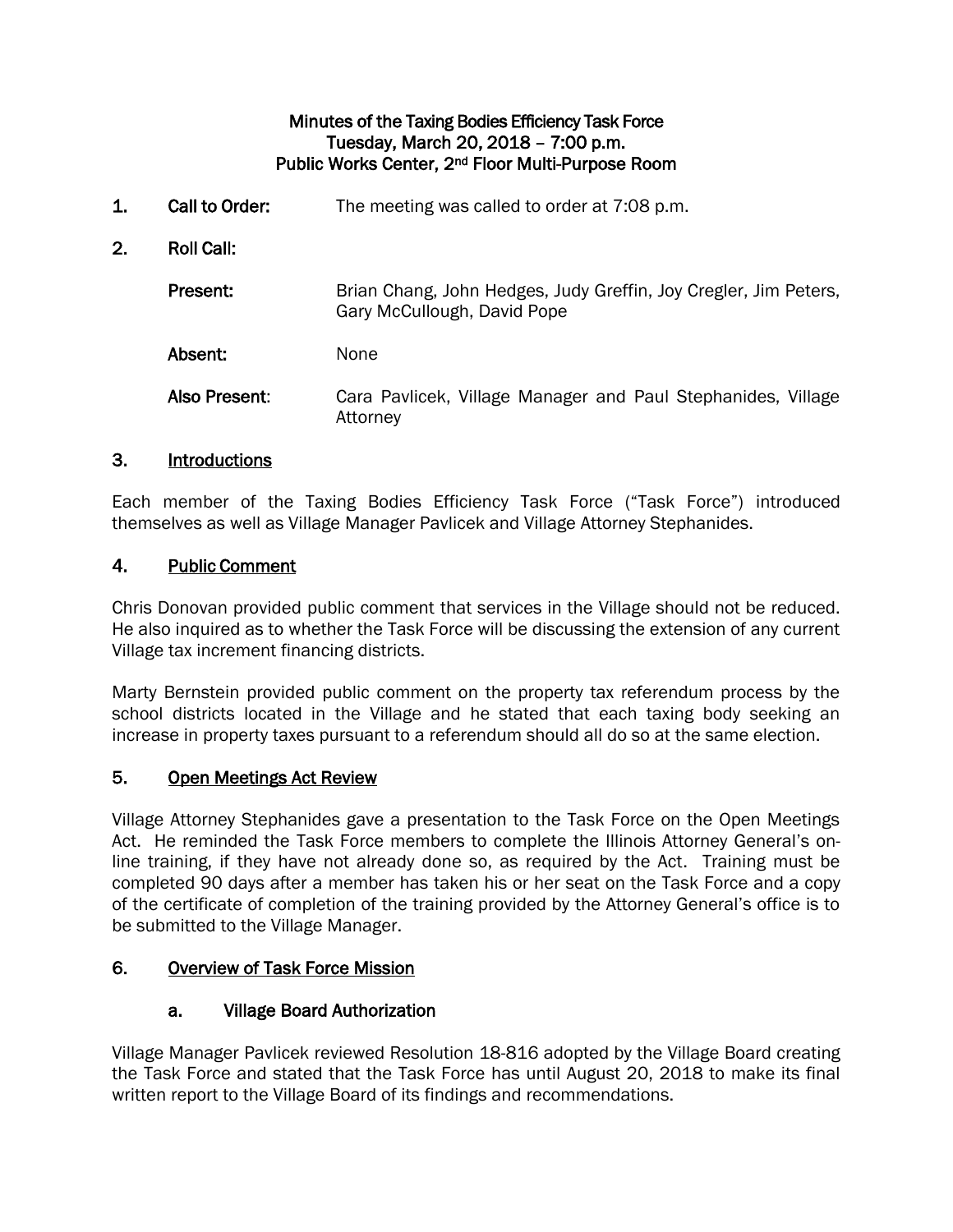**Minutes of the Taxing Bodies Efficiency Task Force**
**Tuesday, March 20, 2018 – 7:00 p.m.**
**Public Works Center, 2nd Floor Multi-Purpose Room**

1. **Call to Order:** The meeting was called to order at 7:08 p.m.

2. **Roll Call:**

   **Present:** Brian Chang, John Hedges, Judy Greffin, Joy Cregler, Jim Peters, Gary McCullough, David Pope

   **Absent:** None

   **Also Present:** Cara Pavlicek, Village Manager and Paul Stephanides, Village Attorney

## 3. Introductions

Each member of the Taxing Bodies Efficiency Task Force ("Task Force") introduced themselves as well as Village Manager Pavlicek and Village Attorney Stephanides.

## 4. Public Comment

Chris Donovan provided public comment that services in the Village should not be reduced. He also inquired as to whether the Task Force will be discussing the extension of any current Village tax increment financing districts.

Marty Bernstein provided public comment on the property tax referendum process by the school districts located in the Village and he stated that each taxing body seeking an increase in property taxes pursuant to a referendum should all do so at the same election.

## 5. Open Meetings Act Review

Village Attorney Stephanides gave a presentation to the Task Force on the Open Meetings Act. He reminded the Task Force members to complete the Illinois Attorney General's on-line training, if they have not already done so, as required by the Act. Training must be completed 90 days after a member has taken his or her seat on the Task Force and a copy of the certificate of completion of the training provided by the Attorney General's office is to be submitted to the Village Manager.

## 6. Overview of Task Force Mission

### a. Village Board Authorization

Village Manager Pavlicek reviewed Resolution 18-816 adopted by the Village Board creating the Task Force and stated that the Task Force has until August 20, 2018 to make its final written report to the Village Board of its findings and recommendations.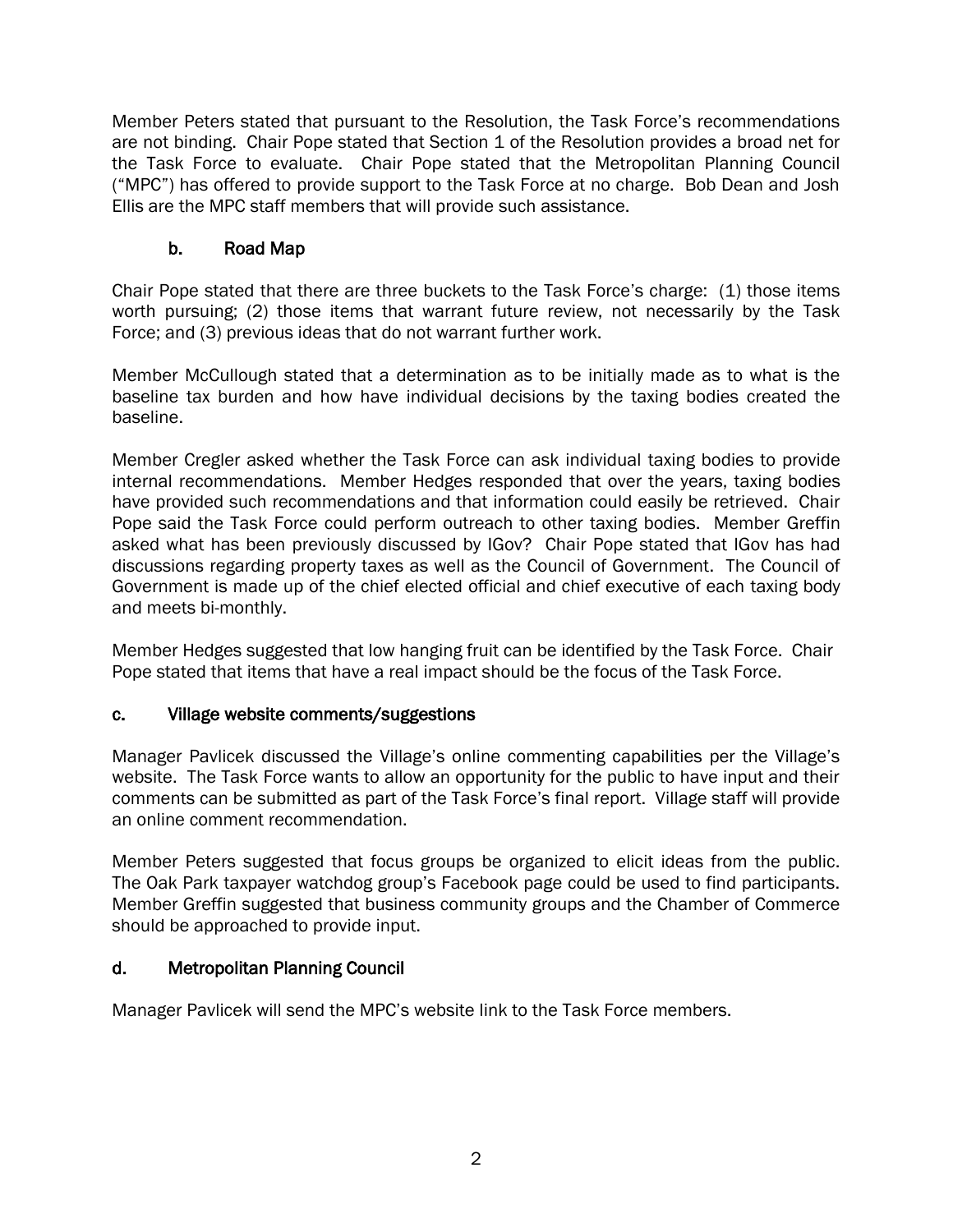Member Peters stated that pursuant to the Resolution, the Task Force's recommendations are not binding. Chair Pope stated that Section 1 of the Resolution provides a broad net for the Task Force to evaluate. Chair Pope stated that the Metropolitan Planning Council ("MPC") has offered to provide support to the Task Force at no charge. Bob Dean and Josh Ellis are the MPC staff members that will provide such assistance.

### b. Road Map

Chair Pope stated that there are three buckets to the Task Force's charge: (1) those items worth pursuing; (2) those items that warrant future review, not necessarily by the Task Force; and (3) previous ideas that do not warrant further work.

Member McCullough stated that a determination as to be initially made as to what is the baseline tax burden and how have individual decisions by the taxing bodies created the baseline.

Member Cregler asked whether the Task Force can ask individual taxing bodies to provide internal recommendations. Member Hedges responded that over the years, taxing bodies have provided such recommendations and that information could easily be retrieved. Chair Pope said the Task Force could perform outreach to other taxing bodies. Member Greffin asked what has been previously discussed by IGov? Chair Pope stated that IGov has had discussions regarding property taxes as well as the Council of Government. The Council of Government is made up of the chief elected official and chief executive of each taxing body and meets bi-monthly.

Member Hedges suggested that low hanging fruit can be identified by the Task Force. Chair Pope stated that items that have a real impact should be the focus of the Task Force.

### c. Village website comments/suggestions

Manager Pavlicek discussed the Village's online commenting capabilities per the Village's website. The Task Force wants to allow an opportunity for the public to have input and their comments can be submitted as part of the Task Force's final report. Village staff will provide an online comment recommendation.

Member Peters suggested that focus groups be organized to elicit ideas from the public. The Oak Park taxpayer watchdog group's Facebook page could be used to find participants. Member Greffin suggested that business community groups and the Chamber of Commerce should be approached to provide input.

### d. Metropolitan Planning Council

Manager Pavlicek will send the MPC's website link to the Task Force members.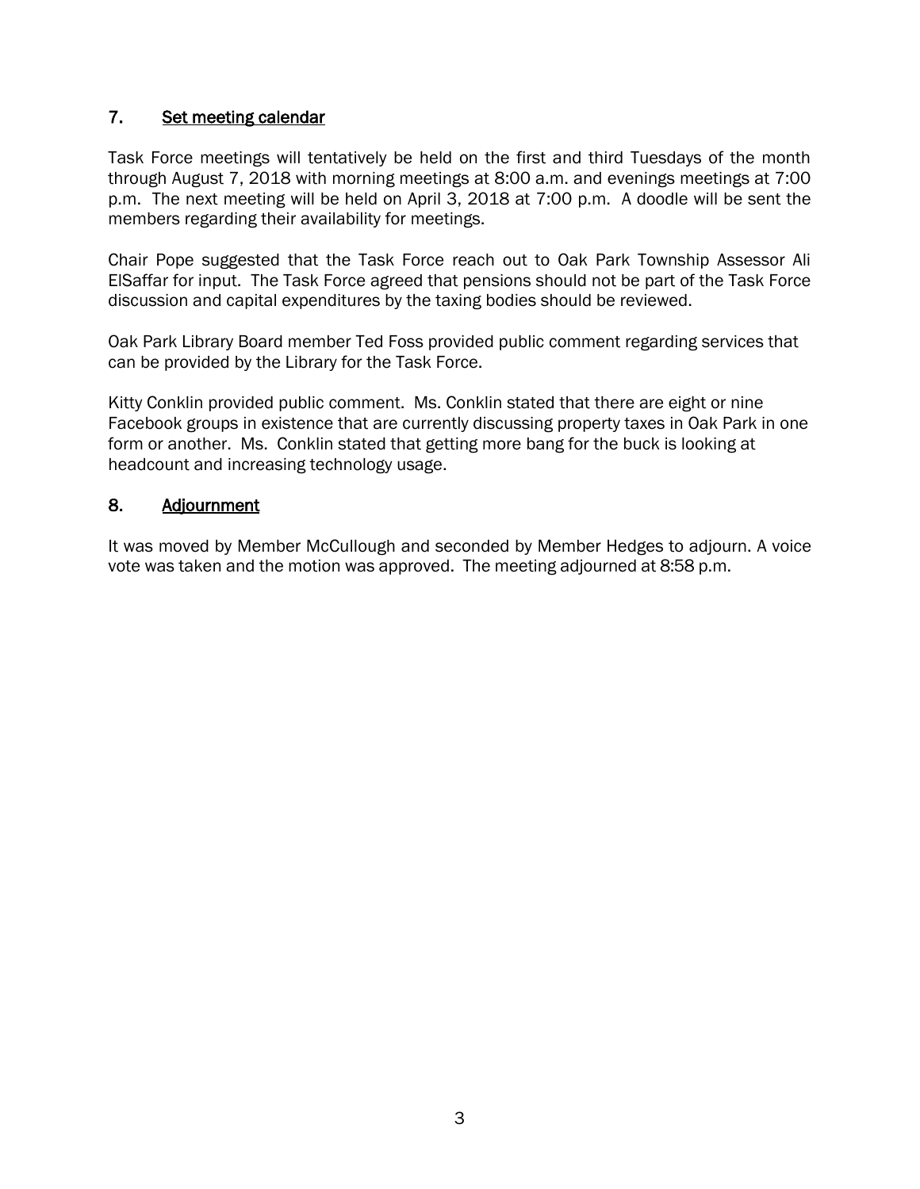## 7. Set meeting calendar

Task Force meetings will tentatively be held on the first and third Tuesdays of the month through August 7, 2018 with morning meetings at 8:00 a.m. and evenings meetings at 7:00 p.m. The next meeting will be held on April 3, 2018 at 7:00 p.m. A doodle will be sent the members regarding their availability for meetings.

Chair Pope suggested that the Task Force reach out to Oak Park Township Assessor Ali ElSaffar for input. The Task Force agreed that pensions should not be part of the Task Force discussion and capital expenditures by the taxing bodies should be reviewed.

Oak Park Library Board member Ted Foss provided public comment regarding services that can be provided by the Library for the Task Force.

Kitty Conklin provided public comment. Ms. Conklin stated that there are eight or nine Facebook groups in existence that are currently discussing property taxes in Oak Park in one form or another. Ms. Conklin stated that getting more bang for the buck is looking at headcount and increasing technology usage.

## 8. Adjournment

It was moved by Member McCullough and seconded by Member Hedges to adjourn. A voice vote was taken and the motion was approved. The meeting adjourned at 8:58 p.m.